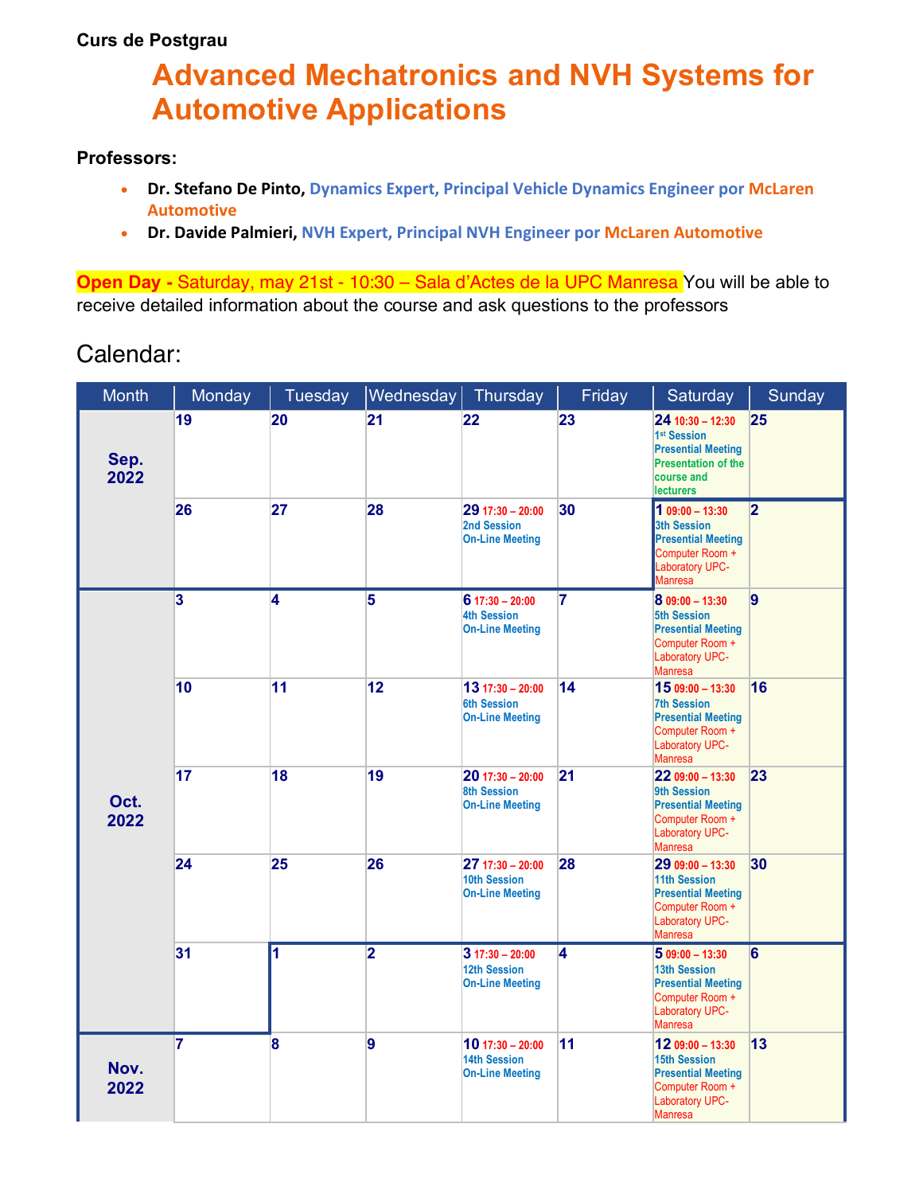**Curs de Postgrau**

# Advanced Mechatronics and NVH Systems for Automotive Applications

**Professors:**

- **Dr. Stefano De Pinto,** Dynamics Expert, Principal Vehicle Dynamics Engineer por McLaren Automotive
- **Dr. Davide Palmieri,** NVH Expert, Principal NVH Engineer por McLaren Automotive

**Open Day -** Saturday, may 21st - 10:30 – Sala d'Actes de la UPC Manresa You will be able to receive detailed information about the course and ask questions to the professors

## Calendar:

| Month | Monday | Tuesday | Wednesday | Thursday | Friday | Saturday | Sunday |
|---|---|---|---|---|---|---|---|
| Sep. 2022 | 19 | 20 | 21 | 22 | 23 | **24** 10:30 – 12:30 1st Session Presential Meeting Presentation of the course and lecturers | 25 |
| | 26 | 27 | 28 | **29** 17:30 – 20:00 2nd Session On-Line Meeting | 30 | **1** 09:00 – 13:30 3th Session Presential Meeting Computer Room + Laboratory UPC-Manresa | 2 |
| Oct. 2022 | 3 | 4 | 5 | **6** 17:30 – 20:00 4th Session On-Line Meeting | 7 | **8** 09:00 – 13:30 5th Session Presential Meeting Computer Room + Laboratory UPC-Manresa | 9 |
| | 10 | 11 | 12 | **13** 17:30 – 20:00 6th Session On-Line Meeting | 14 | **15** 09:00 – 13:30 7th Session Presential Meeting Computer Room + Laboratory UPC-Manresa | 16 |
| | 17 | 18 | 19 | **20** 17:30 – 20:00 8th Session On-Line Meeting | 21 | **22** 09:00 – 13:30 9th Session Presential Meeting Computer Room + Laboratory UPC-Manresa | 23 |
| | 24 | 25 | 26 | **27** 17:30 – 20:00 10th Session On-Line Meeting | 28 | **29** 09:00 – 13:30 11th Session Presential Meeting Computer Room + Laboratory UPC-Manresa | 30 |
| | 31 | 1 | 2 | **3** 17:30 – 20:00 12th Session On-Line Meeting | 4 | **5** 09:00 – 13:30 13th Session Presential Meeting Computer Room + Laboratory UPC-Manresa | 6 |
| Nov. 2022 | 7 | 8 | 9 | **10** 17:30 – 20:00 14th Session On-Line Meeting | 11 | **12** 09:00 – 13:30 15th Session Presential Meeting Computer Room + Laboratory UPC-Manresa | 13 |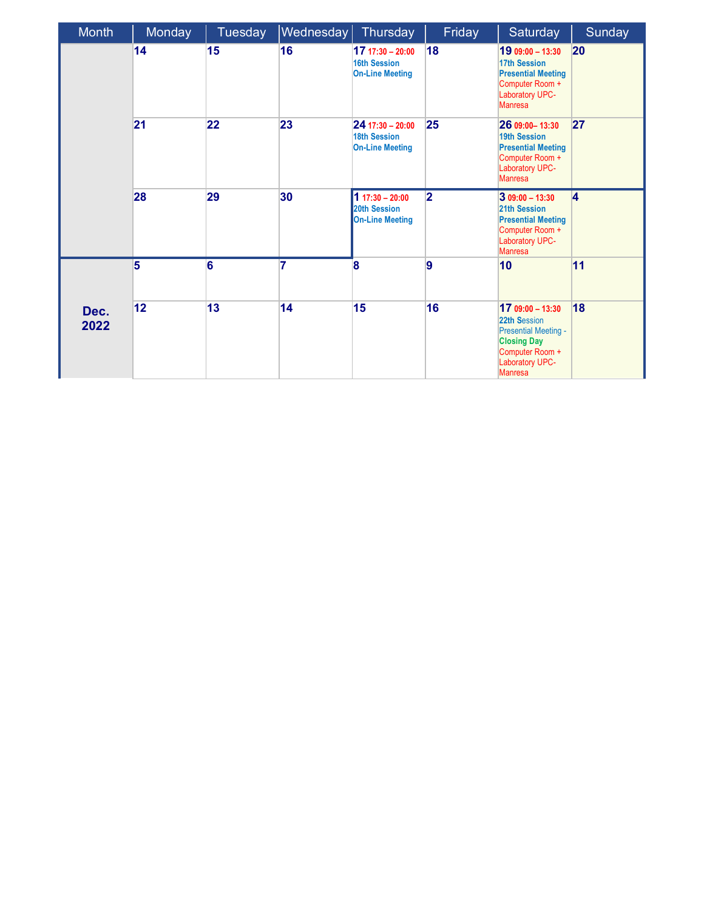| Month | Monday | Tuesday | Wednesday | Thursday | Friday | Saturday | Sunday |
|---|---|---|---|---|---|---|---|
| | 14 | 15 | 16 | **17** 17:30 – 20:00 16th Session On-Line Meeting | 18 | **19** 09:00 – 13:30 17th Session Presential Meeting Computer Room + Laboratory UPC-Manresa | 20 |
| | 21 | 22 | 23 | **24** 17:30 – 20:00 18th Session On-Line Meeting | 25 | **26** 09:00– 13:30 19th Session Presential Meeting Computer Room + Laboratory UPC-Manresa | 27 |
| | 28 | 29 | 30 | **1** 17:30 – 20:00 20th Session On-Line Meeting | 2 | **3** 09:00 – 13:30 21th Session Presential Meeting Computer Room + Laboratory UPC-Manresa | 4 |
| **Dec. 2022** | 5 | 6 | 7 | 8 | 9 | 10 | 11 |
| | 12 | 13 | 14 | 15 | 16 | **17** 09:00 – 13:30 22th Session Presential Meeting - **Closing Day** Computer Room + Laboratory UPC-Manresa | 18 |